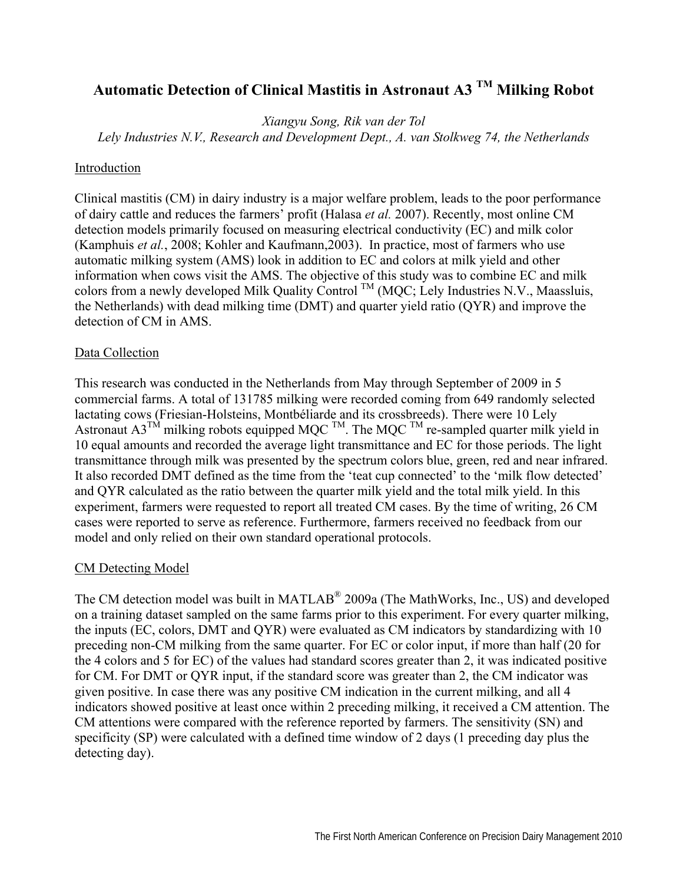# Automatic Detection of Clinical Mastitis in Astronaut A3 ™ Milking Robot

*Xiangyu Song, Rik van der Tol*
*Lely Industries N.V., Research and Development Dept., A. van Stolkweg 74, the Netherlands*

## Introduction

Clinical mastitis (CM) in dairy industry is a major welfare problem, leads to the poor performance of dairy cattle and reduces the farmers' profit (Halasa *et al.* 2007). Recently, most online CM detection models primarily focused on measuring electrical conductivity (EC) and milk color (Kamphuis *et al.*, 2008; Kohler and Kaufmann,2003). In practice, most of farmers who use automatic milking system (AMS) look in addition to EC and colors at milk yield and other information when cows visit the AMS. The objective of this study was to combine EC and milk colors from a newly developed Milk Quality Control ™ (MQC; Lely Industries N.V., Maassluis, the Netherlands) with dead milking time (DMT) and quarter yield ratio (QYR) and improve the detection of CM in AMS.

## Data Collection

This research was conducted in the Netherlands from May through September of 2009 in 5 commercial farms. A total of 131785 milking were recorded coming from 649 randomly selected lactating cows (Friesian-Holsteins, Montbéliarde and its crossbreeds). There were 10 Lely Astronaut A3™ milking robots equipped MQC ™. The MQC ™ re-sampled quarter milk yield in 10 equal amounts and recorded the average light transmittance and EC for those periods. The light transmittance through milk was presented by the spectrum colors blue, green, red and near infrared. It also recorded DMT defined as the time from the 'teat cup connected' to the 'milk flow detected' and QYR calculated as the ratio between the quarter milk yield and the total milk yield. In this experiment, farmers were requested to report all treated CM cases. By the time of writing, 26 CM cases were reported to serve as reference. Furthermore, farmers received no feedback from our model and only relied on their own standard operational protocols.

## CM Detecting Model

The CM detection model was built in MATLAB® 2009a (The MathWorks, Inc., US) and developed on a training dataset sampled on the same farms prior to this experiment. For every quarter milking, the inputs (EC, colors, DMT and QYR) were evaluated as CM indicators by standardizing with 10 preceding non-CM milking from the same quarter. For EC or color input, if more than half (20 for the 4 colors and 5 for EC) of the values had standard scores greater than 2, it was indicated positive for CM. For DMT or QYR input, if the standard score was greater than 2, the CM indicator was given positive. In case there was any positive CM indication in the current milking, and all 4 indicators showed positive at least once within 2 preceding milking, it received a CM attention. The CM attentions were compared with the reference reported by farmers. The sensitivity (SN) and specificity (SP) were calculated with a defined time window of 2 days (1 preceding day plus the detecting day).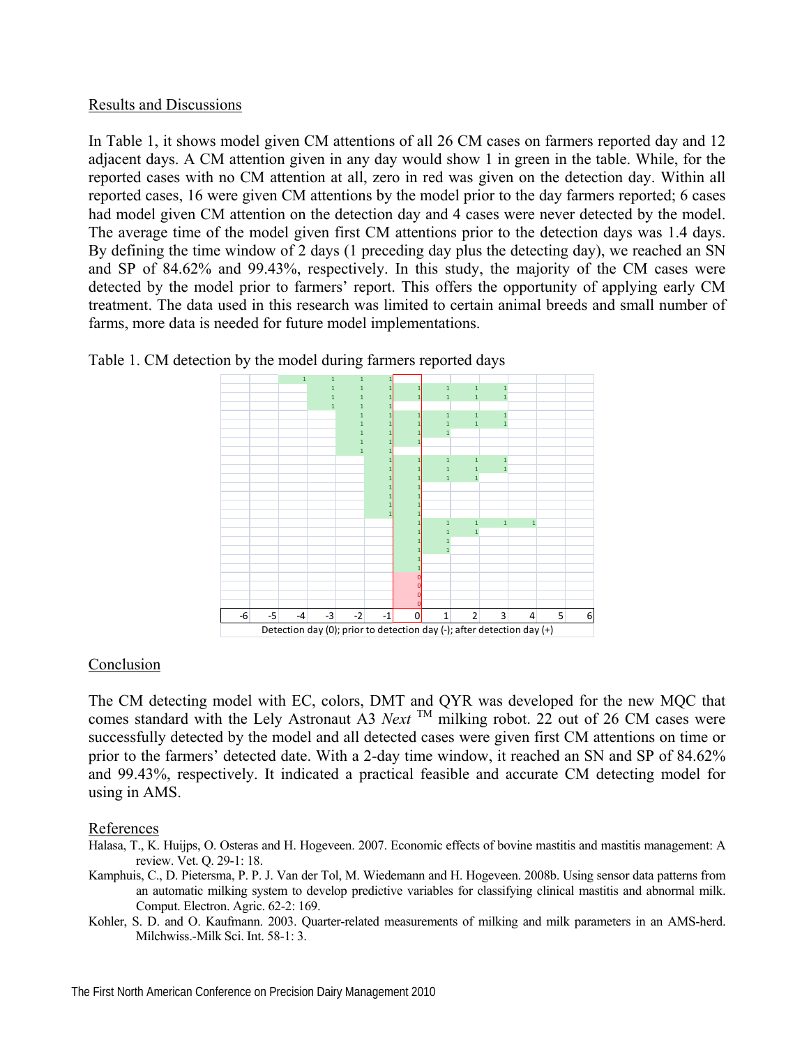## Results and Discussions

In Table 1, it shows model given CM attentions of all 26 CM cases on farmers reported day and 12 adjacent days. A CM attention given in any day would show 1 in green in the table. While, for the reported cases with no CM attention at all, zero in red was given on the detection day. Within all reported cases, 16 were given CM attentions by the model prior to the day farmers reported; 6 cases had model given CM attention on the detection day and 4 cases were never detected by the model. The average time of the model given first CM attentions prior to the detection days was 1.4 days. By defining the time window of 2 days (1 preceding day plus the detecting day), we reached an SN and SP of 84.62% and 99.43%, respectively. In this study, the majority of the CM cases were detected by the model prior to farmers' report. This offers the opportunity of applying early CM treatment. The data used in this research was limited to certain animal breeds and small number of farms, more data is needed for future model implementations.

Table 1. CM detection by the model during farmers reported days

| -6 | -5 | -4 | -3 | -2 | -1 | 0 | 1 | 2 | 3 | 4 | 5 | 6 |
|---|---|---|---|---|---|---|---|---|---|---|---|---|
| | | 1 | 1 | 1 | 1 | | | | | | | |
| | | | 1 | 1 | 1 | 1 | 1 | 1 | 1 | | | |
| | | | 1 | 1 | 1 | 1 | 1 | 1 | 1 | | | |
| | | | 1 | 1 | 1 | | | | | | | |
| | | | | 1 | 1 | 1 | 1 | 1 | 1 | | | |
| | | | | 1 | 1 | 1 | 1 | 1 | 1 | | | |
| | | | | 1 | 1 | 1 | 1 | | | | | |
| | | | | 1 | 1 | 1 | | | | | | |
| | | | | 1 | 1 | | | | | | | |
| | | | | | 1 | 1 | 1 | 1 | 1 | | | |
| | | | | | 1 | 1 | 1 | 1 | 1 | | | |
| | | | | | 1 | 1 | 1 | 1 | | | | |
| | | | | | 1 | 1 | | | | | | |
| | | | | | 1 | 1 | | | | | | |
| | | | | | 1 | 1 | | | | | | |
| | | | | | 1 | 1 | | | | | | |
| | | | | | | 1 | 1 | 1 | 1 | 1 | | |
| | | | | | | 1 | 1 | 1 | | | | |
| | | | | | | 1 | 1 | | | | | |
| | | | | | | 1 | 1 | | | | | |
| | | | | | | 1 | | | | | | |
| | | | | | | 1 | | | | | | |
| | | | | | | 0 | | | | | | |
| | | | | | | 0 | | | | | | |
| | | | | | | 0 | | | | | | |
| | | | | | | 0 | | | | | | |

Detection day (0); prior to detection day (-); after detection day (+)

## Conclusion

The CM detecting model with EC, colors, DMT and QYR was developed for the new MQC that comes standard with the Lely Astronaut A3 *Next* ™ milking robot. 22 out of 26 CM cases were successfully detected by the model and all detected cases were given first CM attentions on time or prior to the farmers' detected date. With a 2-day time window, it reached an SN and SP of 84.62% and 99.43%, respectively. It indicated a practical feasible and accurate CM detecting model for using in AMS.

## References

Halasa, T., K. Huijps, O. Osteras and H. Hogeveen. 2007. Economic effects of bovine mastitis and mastitis management: A review. Vet. Q. 29-1: 18.

Kamphuis, C., D. Pietersma, P. P. J. Van der Tol, M. Wiedemann and H. Hogeveen. 2008b. Using sensor data patterns from an automatic milking system to develop predictive variables for classifying clinical mastitis and abnormal milk. Comput. Electron. Agric. 62-2: 169.

Kohler, S. D. and O. Kaufmann. 2003. Quarter-related measurements of milking and milk parameters in an AMS-herd. Milchwiss.-Milk Sci. Int. 58-1: 3.